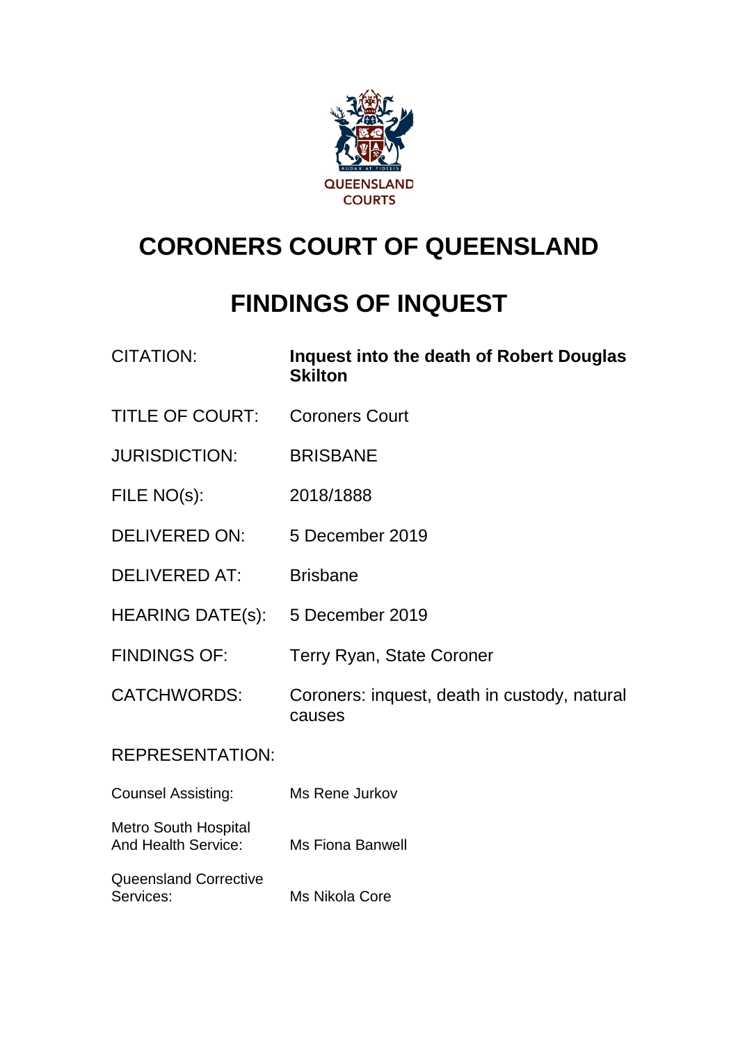QUEENSLAND COURTS

# CORONERS COURT OF QUEENSLAND

# FINDINGS OF INQUEST

| | |
|---|---|
| CITATION: | **Inquest into the death of Robert Douglas Skilton** |
| TITLE OF COURT: | Coroners Court |
| JURISDICTION: | BRISBANE |
| FILE NO(s): | 2018/1888 |
| DELIVERED ON: | 5 December 2019 |
| DELIVERED AT: | Brisbane |
| HEARING DATE(s): | 5 December 2019 |
| FINDINGS OF: | Terry Ryan, State Coroner |
| CATCHWORDS: | Coroners: inquest, death in custody, natural causes |

REPRESENTATION:

| | |
|---|---|
| Counsel Assisting: | Ms Rene Jurkov |
| Metro South Hospital And Health Service: | Ms Fiona Banwell |
| Queensland Corrective Services: | Ms Nikola Core |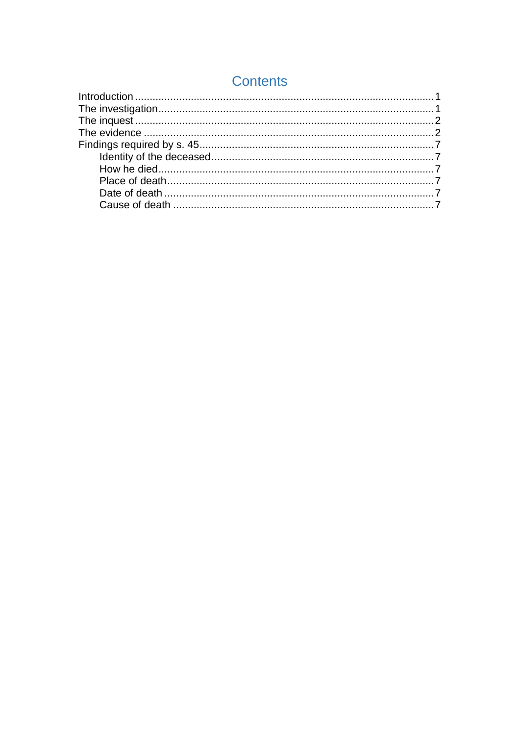# Contents

Introduction ........................................................................................................ 1
The investigation .................................................................................................. 1
The inquest .......................................................................................................... 2
The evidence ........................................................................................................ 2
Findings required by s. 45 ..................................................................................... 7
  Identity of the deceased ..................................................................................... 7
  How he died ....................................................................................................... 7
  Place of death .................................................................................................... 7
  Date of death ..................................................................................................... 7
  Cause of death ................................................................................................... 7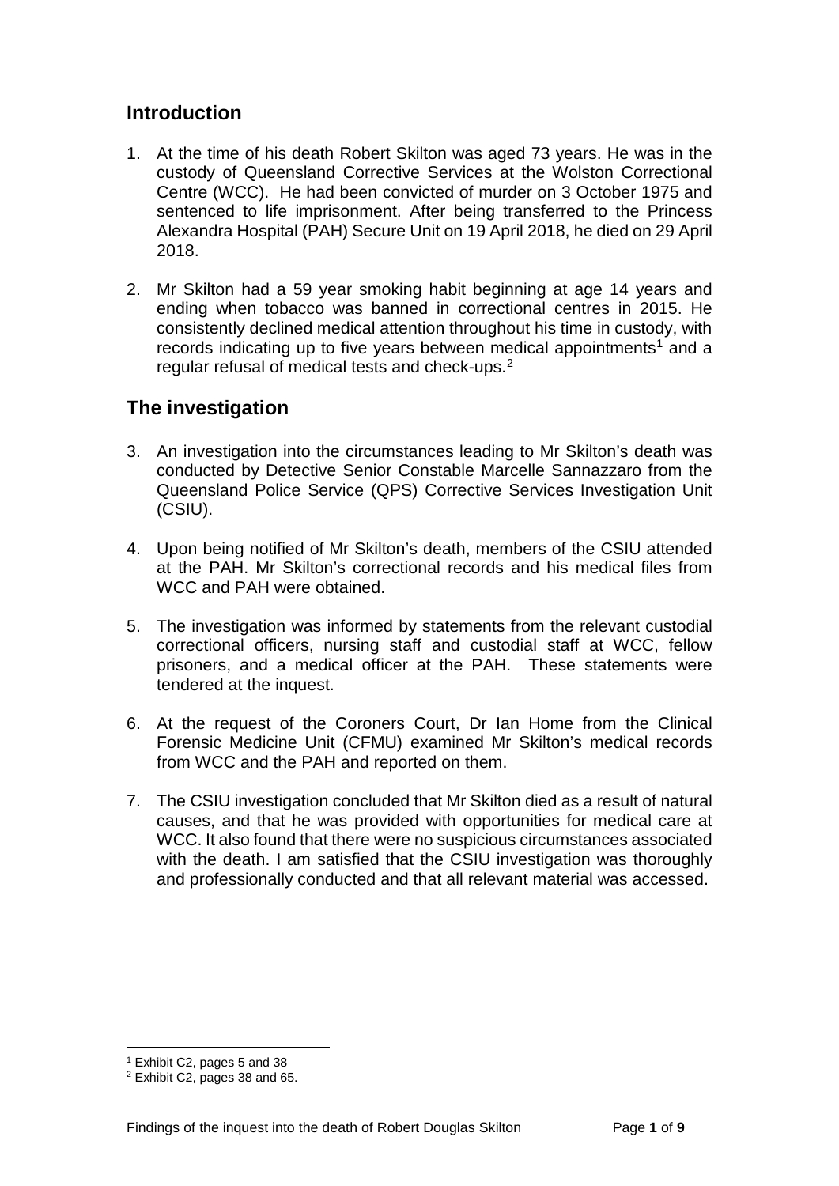## Introduction

1. At the time of his death Robert Skilton was aged 73 years. He was in the custody of Queensland Corrective Services at the Wolston Correctional Centre (WCC). He had been convicted of murder on 3 October 1975 and sentenced to life imprisonment. After being transferred to the Princess Alexandra Hospital (PAH) Secure Unit on 19 April 2018, he died on 29 April 2018.

2. Mr Skilton had a 59 year smoking habit beginning at age 14 years and ending when tobacco was banned in correctional centres in 2015. He consistently declined medical attention throughout his time in custody, with records indicating up to five years between medical appointments[1] and a regular refusal of medical tests and check-ups.[2]

## The investigation

3. An investigation into the circumstances leading to Mr Skilton's death was conducted by Detective Senior Constable Marcelle Sannazzaro from the Queensland Police Service (QPS) Corrective Services Investigation Unit (CSIU).

4. Upon being notified of Mr Skilton's death, members of the CSIU attended at the PAH. Mr Skilton's correctional records and his medical files from WCC and PAH were obtained.

5. The investigation was informed by statements from the relevant custodial correctional officers, nursing staff and custodial staff at WCC, fellow prisoners, and a medical officer at the PAH. These statements were tendered at the inquest.

6. At the request of the Coroners Court, Dr Ian Home from the Clinical Forensic Medicine Unit (CFMU) examined Mr Skilton's medical records from WCC and the PAH and reported on them.

7. The CSIU investigation concluded that Mr Skilton died as a result of natural causes, and that he was provided with opportunities for medical care at WCC. It also found that there were no suspicious circumstances associated with the death. I am satisfied that the CSIU investigation was thoroughly and professionally conducted and that all relevant material was accessed.

---

[1] Exhibit C2, pages 5 and 38

[2] Exhibit C2, pages 38 and 65.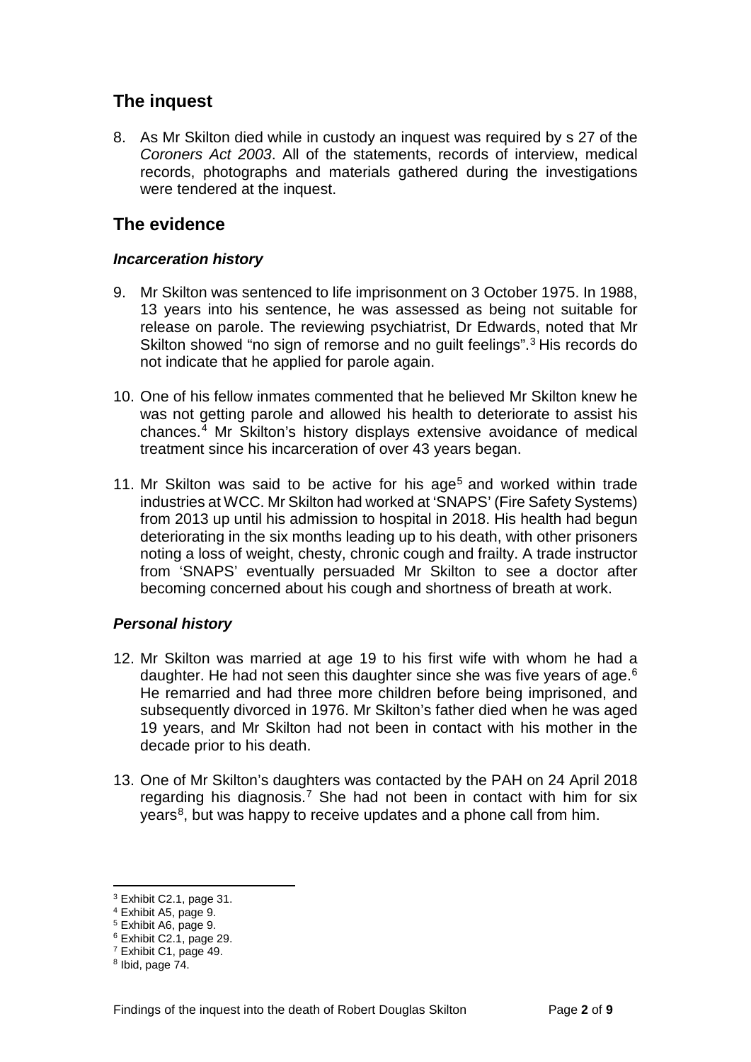## The inquest

8. As Mr Skilton died while in custody an inquest was required by s 27 of the *Coroners Act 2003*. All of the statements, records of interview, medical records, photographs and materials gathered during the investigations were tendered at the inquest.

## The evidence

### *Incarceration history*

9. Mr Skilton was sentenced to life imprisonment on 3 October 1975. In 1988, 13 years into his sentence, he was assessed as being not suitable for release on parole. The reviewing psychiatrist, Dr Edwards, noted that Mr Skilton showed "no sign of remorse and no guilt feelings".[3] His records do not indicate that he applied for parole again.

10. One of his fellow inmates commented that he believed Mr Skilton knew he was not getting parole and allowed his health to deteriorate to assist his chances.[4] Mr Skilton's history displays extensive avoidance of medical treatment since his incarceration of over 43 years began.

11. Mr Skilton was said to be active for his age[5] and worked within trade industries at WCC. Mr Skilton had worked at 'SNAPS' (Fire Safety Systems) from 2013 up until his admission to hospital in 2018. His health had begun deteriorating in the six months leading up to his death, with other prisoners noting a loss of weight, chesty, chronic cough and frailty. A trade instructor from 'SNAPS' eventually persuaded Mr Skilton to see a doctor after becoming concerned about his cough and shortness of breath at work.

### *Personal history*

12. Mr Skilton was married at age 19 to his first wife with whom he had a daughter. He had not seen this daughter since she was five years of age.[6] He remarried and had three more children before being imprisoned, and subsequently divorced in 1976. Mr Skilton's father died when he was aged 19 years, and Mr Skilton had not been in contact with his mother in the decade prior to his death.

13. One of Mr Skilton's daughters was contacted by the PAH on 24 April 2018 regarding his diagnosis.[7] She had not been in contact with him for six years[8], but was happy to receive updates and a phone call from him.

---

[3] Exhibit C2.1, page 31.
[4] Exhibit A5, page 9.
[5] Exhibit A6, page 9.
[6] Exhibit C2.1, page 29.
[7] Exhibit C1, page 49.
[8] Ibid, page 74.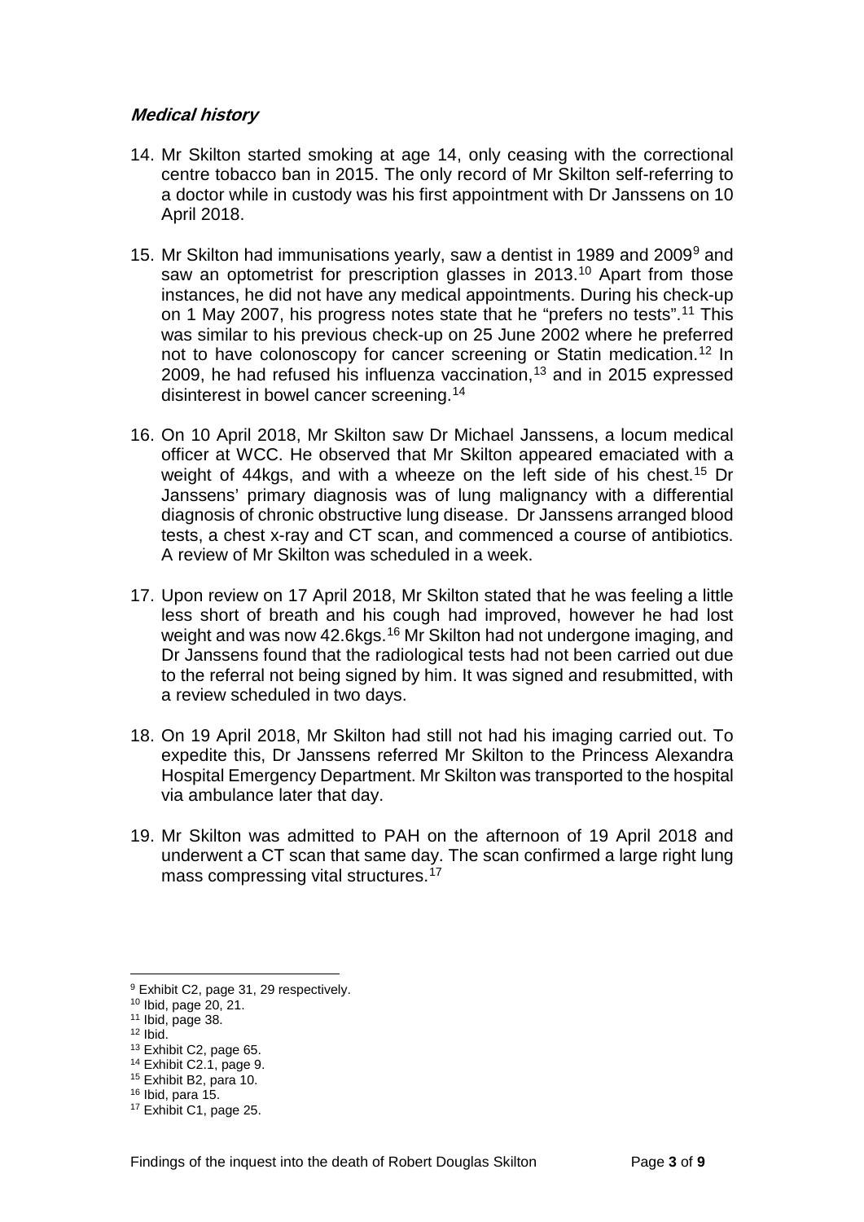### *Medical history*

14. Mr Skilton started smoking at age 14, only ceasing with the correctional centre tobacco ban in 2015. The only record of Mr Skilton self-referring to a doctor while in custody was his first appointment with Dr Janssens on 10 April 2018.

15. Mr Skilton had immunisations yearly, saw a dentist in 1989 and 2009[9] and saw an optometrist for prescription glasses in 2013.[10] Apart from those instances, he did not have any medical appointments. During his check-up on 1 May 2007, his progress notes state that he "prefers no tests".[11] This was similar to his previous check-up on 25 June 2002 where he preferred not to have colonoscopy for cancer screening or Statin medication.[12] In 2009, he had refused his influenza vaccination,[13] and in 2015 expressed disinterest in bowel cancer screening.[14]

16. On 10 April 2018, Mr Skilton saw Dr Michael Janssens, a locum medical officer at WCC. He observed that Mr Skilton appeared emaciated with a weight of 44kgs, and with a wheeze on the left side of his chest.[15] Dr Janssens' primary diagnosis was of lung malignancy with a differential diagnosis of chronic obstructive lung disease. Dr Janssens arranged blood tests, a chest x-ray and CT scan, and commenced a course of antibiotics. A review of Mr Skilton was scheduled in a week.

17. Upon review on 17 April 2018, Mr Skilton stated that he was feeling a little less short of breath and his cough had improved, however he had lost weight and was now 42.6kgs.[16] Mr Skilton had not undergone imaging, and Dr Janssens found that the radiological tests had not been carried out due to the referral not being signed by him. It was signed and resubmitted, with a review scheduled in two days.

18. On 19 April 2018, Mr Skilton had still not had his imaging carried out. To expedite this, Dr Janssens referred Mr Skilton to the Princess Alexandra Hospital Emergency Department. Mr Skilton was transported to the hospital via ambulance later that day.

19. Mr Skilton was admitted to PAH on the afternoon of 19 April 2018 and underwent a CT scan that same day. The scan confirmed a large right lung mass compressing vital structures.[17]

---

[9] Exhibit C2, page 31, 29 respectively.
[10] Ibid, page 20, 21.
[11] Ibid, page 38.
[12] Ibid.
[13] Exhibit C2, page 65.
[14] Exhibit C2.1, page 9.
[15] Exhibit B2, para 10.
[16] Ibid, para 15.
[17] Exhibit C1, page 25.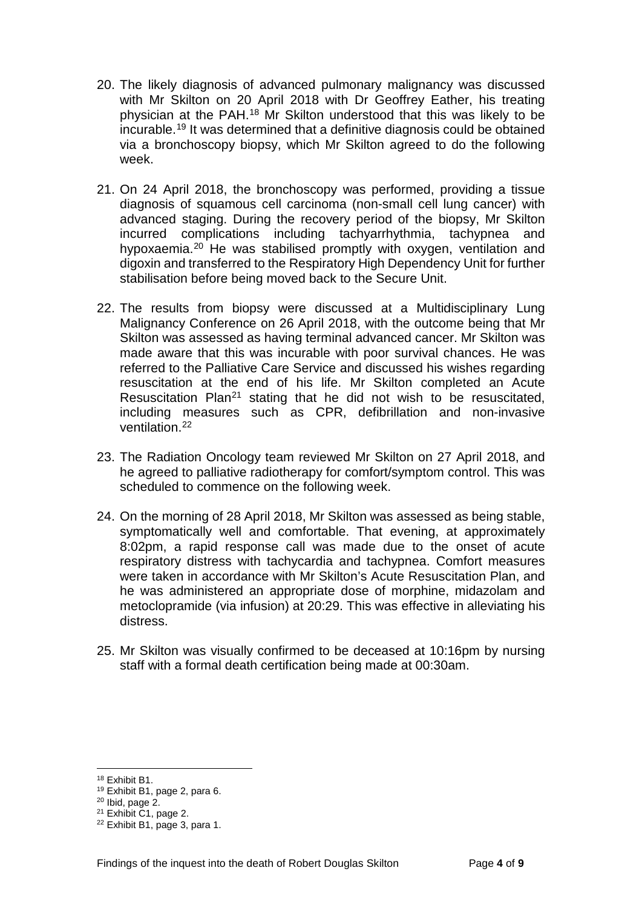20. The likely diagnosis of advanced pulmonary malignancy was discussed with Mr Skilton on 20 April 2018 with Dr Geoffrey Eather, his treating physician at the PAH.[18] Mr Skilton understood that this was likely to be incurable.[19] It was determined that a definitive diagnosis could be obtained via a bronchoscopy biopsy, which Mr Skilton agreed to do the following week.

21. On 24 April 2018, the bronchoscopy was performed, providing a tissue diagnosis of squamous cell carcinoma (non-small cell lung cancer) with advanced staging. During the recovery period of the biopsy, Mr Skilton incurred complications including tachyarrhythmia, tachypnea and hypoxaemia.[20] He was stabilised promptly with oxygen, ventilation and digoxin and transferred to the Respiratory High Dependency Unit for further stabilisation before being moved back to the Secure Unit.

22. The results from biopsy were discussed at a Multidisciplinary Lung Malignancy Conference on 26 April 2018, with the outcome being that Mr Skilton was assessed as having terminal advanced cancer. Mr Skilton was made aware that this was incurable with poor survival chances. He was referred to the Palliative Care Service and discussed his wishes regarding resuscitation at the end of his life. Mr Skilton completed an Acute Resuscitation Plan[21] stating that he did not wish to be resuscitated, including measures such as CPR, defibrillation and non-invasive ventilation.[22]

23. The Radiation Oncology team reviewed Mr Skilton on 27 April 2018, and he agreed to palliative radiotherapy for comfort/symptom control. This was scheduled to commence on the following week.

24. On the morning of 28 April 2018, Mr Skilton was assessed as being stable, symptomatically well and comfortable. That evening, at approximately 8:02pm, a rapid response call was made due to the onset of acute respiratory distress with tachycardia and tachypnea. Comfort measures were taken in accordance with Mr Skilton's Acute Resuscitation Plan, and he was administered an appropriate dose of morphine, midazolam and metoclopramide (via infusion) at 20:29. This was effective in alleviating his distress.

25. Mr Skilton was visually confirmed to be deceased at 10:16pm by nursing staff with a formal death certification being made at 00:30am.

---

[18] Exhibit B1.

[19] Exhibit B1, page 2, para 6.

[20] Ibid, page 2.

[21] Exhibit C1, page 2.

[22] Exhibit B1, page 3, para 1.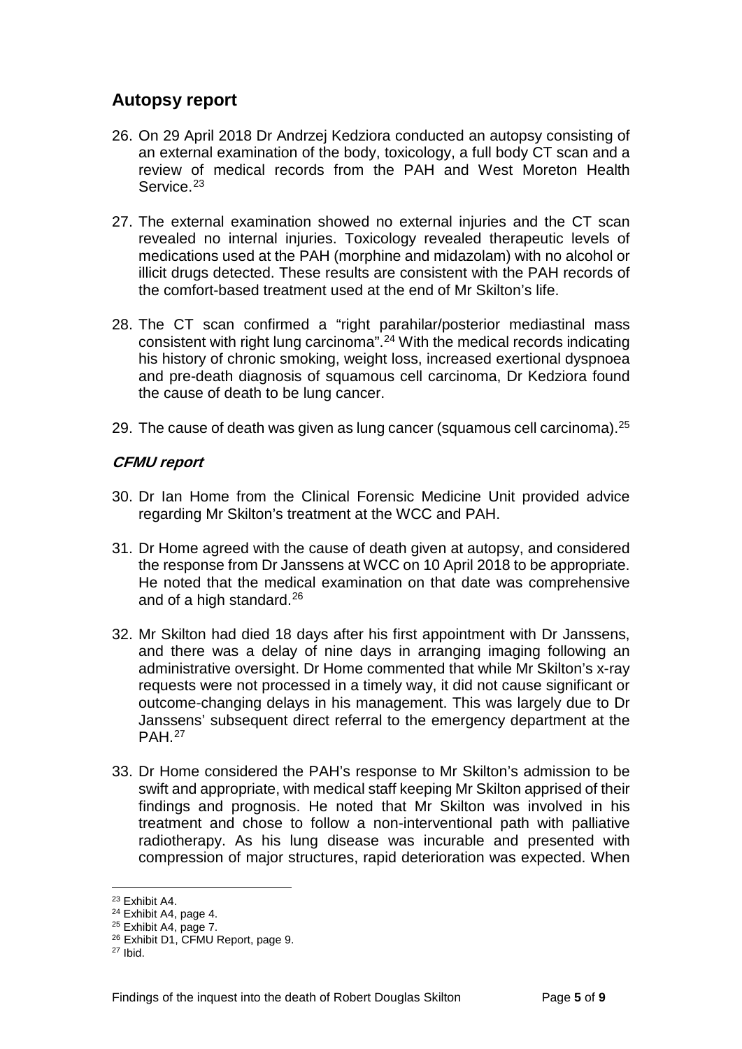## Autopsy report

26. On 29 April 2018 Dr Andrzej Kedziora conducted an autopsy consisting of an external examination of the body, toxicology, a full body CT scan and a review of medical records from the PAH and West Moreton Health Service.[23]

27. The external examination showed no external injuries and the CT scan revealed no internal injuries. Toxicology revealed therapeutic levels of medications used at the PAH (morphine and midazolam) with no alcohol or illicit drugs detected. These results are consistent with the PAH records of the comfort-based treatment used at the end of Mr Skilton's life.

28. The CT scan confirmed a "right parahilar/posterior mediastinal mass consistent with right lung carcinoma".[24] With the medical records indicating his history of chronic smoking, weight loss, increased exertional dyspnoea and pre-death diagnosis of squamous cell carcinoma, Dr Kedziora found the cause of death to be lung cancer.

29. The cause of death was given as lung cancer (squamous cell carcinoma).[25]

### *CFMU report*

30. Dr Ian Home from the Clinical Forensic Medicine Unit provided advice regarding Mr Skilton's treatment at the WCC and PAH.

31. Dr Home agreed with the cause of death given at autopsy, and considered the response from Dr Janssens at WCC on 10 April 2018 to be appropriate. He noted that the medical examination on that date was comprehensive and of a high standard.[26]

32. Mr Skilton had died 18 days after his first appointment with Dr Janssens, and there was a delay of nine days in arranging imaging following an administrative oversight. Dr Home commented that while Mr Skilton's x-ray requests were not processed in a timely way, it did not cause significant or outcome-changing delays in his management. This was largely due to Dr Janssens' subsequent direct referral to the emergency department at the PAH.[27]

33. Dr Home considered the PAH's response to Mr Skilton's admission to be swift and appropriate, with medical staff keeping Mr Skilton apprised of their findings and prognosis. He noted that Mr Skilton was involved in his treatment and chose to follow a non-interventional path with palliative radiotherapy. As his lung disease was incurable and presented with compression of major structures, rapid deterioration was expected. When

---

[23] Exhibit A4.
[24] Exhibit A4, page 4.
[25] Exhibit A4, page 7.
[26] Exhibit D1, CFMU Report, page 9.
[27] Ibid.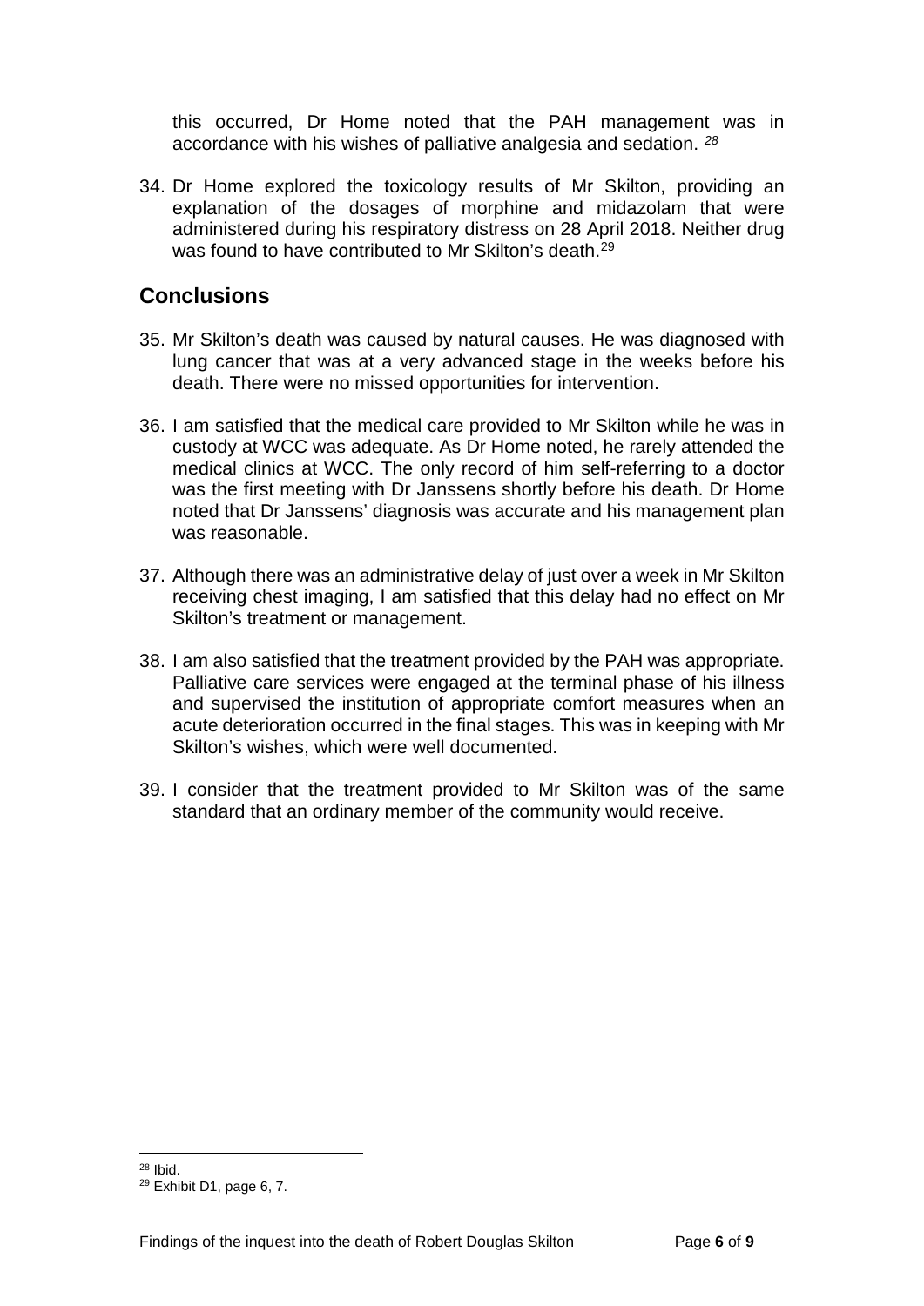this occurred, Dr Home noted that the PAH management was in accordance with his wishes of palliative analgesia and sedation. [28]

34. Dr Home explored the toxicology results of Mr Skilton, providing an explanation of the dosages of morphine and midazolam that were administered during his respiratory distress on 28 April 2018. Neither drug was found to have contributed to Mr Skilton's death.[29]

## Conclusions

35. Mr Skilton's death was caused by natural causes. He was diagnosed with lung cancer that was at a very advanced stage in the weeks before his death. There were no missed opportunities for intervention.

36. I am satisfied that the medical care provided to Mr Skilton while he was in custody at WCC was adequate. As Dr Home noted, he rarely attended the medical clinics at WCC. The only record of him self-referring to a doctor was the first meeting with Dr Janssens shortly before his death. Dr Home noted that Dr Janssens' diagnosis was accurate and his management plan was reasonable.

37. Although there was an administrative delay of just over a week in Mr Skilton receiving chest imaging, I am satisfied that this delay had no effect on Mr Skilton's treatment or management.

38. I am also satisfied that the treatment provided by the PAH was appropriate. Palliative care services were engaged at the terminal phase of his illness and supervised the institution of appropriate comfort measures when an acute deterioration occurred in the final stages. This was in keeping with Mr Skilton's wishes, which were well documented.

39. I consider that the treatment provided to Mr Skilton was of the same standard that an ordinary member of the community would receive.

---

[28] Ibid.

[29] Exhibit D1, page 6, 7.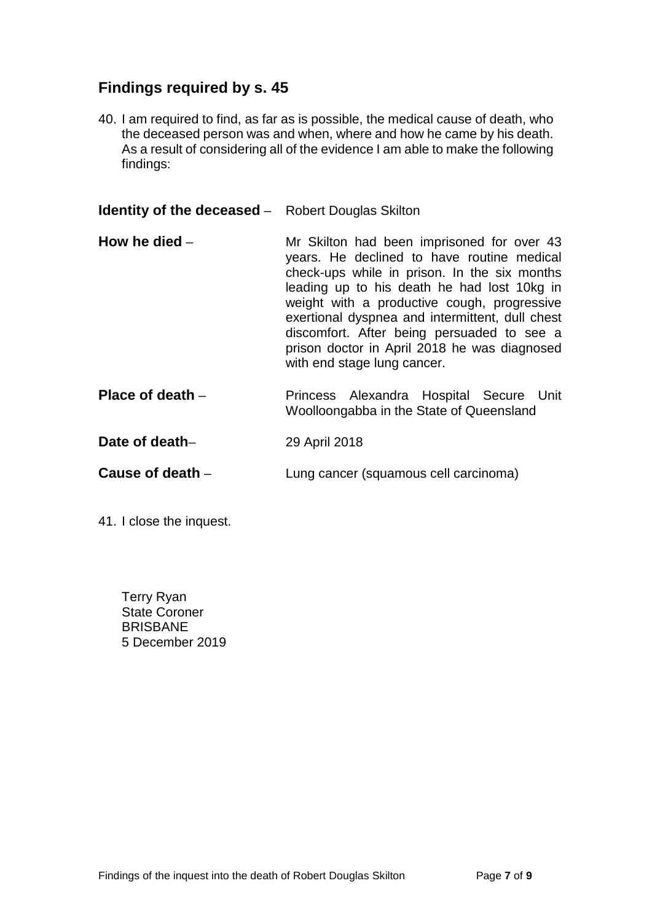## Findings required by s. 45

40. I am required to find, as far as is possible, the medical cause of death, who the deceased person was and when, where and how he came by his death. As a result of considering all of the evidence I am able to make the following findings:

| | |
|---|---|
| **Identity of the deceased** – | Robert Douglas Skilton |
| **How he died** – | Mr Skilton had been imprisoned for over 43 years. He declined to have routine medical check-ups while in prison. In the six months leading up to his death he had lost 10kg in weight with a productive cough, progressive exertional dyspnea and intermittent, dull chest discomfort. After being persuaded to see a prison doctor in April 2018 he was diagnosed with end stage lung cancer. |
| **Place of death** – | Princess Alexandra Hospital Secure Unit Woolloongabba in the State of Queensland |
| **Date of death**– | 29 April 2018 |
| **Cause of death** – | Lung cancer (squamous cell carcinoma) |

41. I close the inquest.

Terry Ryan
State Coroner
BRISBANE
5 December 2019